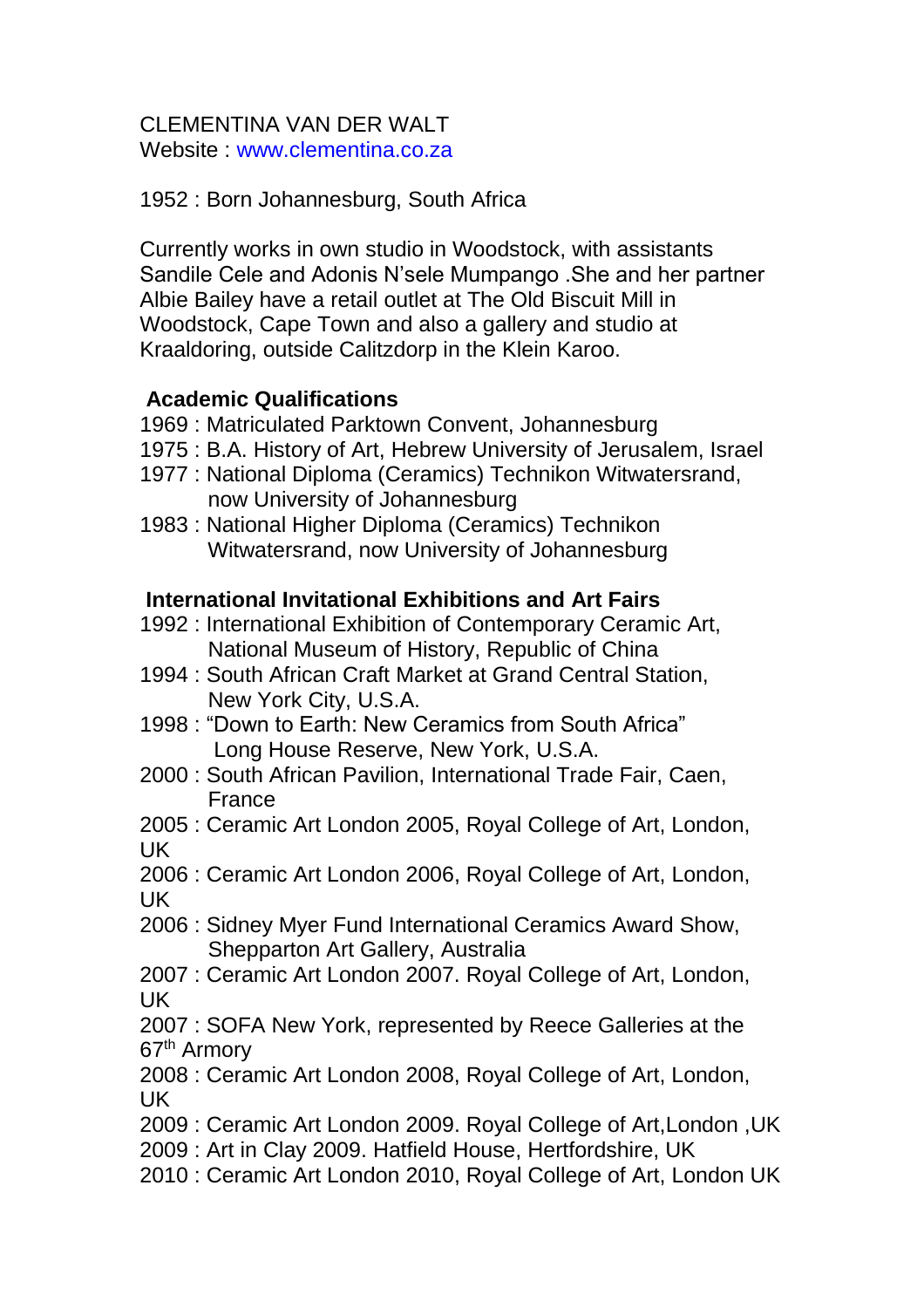CLEMENTINA VAN DER WALT
Website : www.clementina.co.za

1952 : Born Johannesburg, South Africa

Currently works in own studio in Woodstock, with assistants Sandile Cele and Adonis N'sele Mumpango .She and her partner Albie Bailey have a retail outlet at The Old Biscuit Mill in Woodstock, Cape Town and also a gallery and studio at Kraaldoring, outside Calitzdorp in the Klein Karoo.

**Academic Qualifications**

1969 : Matriculated Parktown Convent, Johannesburg
1975 : B.A. History of Art, Hebrew University of Jerusalem, Israel
1977 : National Diploma (Ceramics) Technikon Witwatersrand, now University of Johannesburg
1983 : National Higher Diploma (Ceramics) Technikon Witwatersrand, now University of Johannesburg

**International Invitational Exhibitions and Art Fairs**

1992 : International Exhibition of Contemporary Ceramic Art, National Museum of History, Republic of China
1994 : South African Craft Market at Grand Central Station, New York City, U.S.A.
1998 : "Down to Earth: New Ceramics from South Africa" Long House Reserve, New York, U.S.A.
2000 : South African Pavilion, International Trade Fair, Caen, France
2005 : Ceramic Art London 2005, Royal College of Art, London, UK
2006 : Ceramic Art London 2006, Royal College of Art, London, UK
2006 : Sidney Myer Fund International Ceramics Award Show, Shepparton Art Gallery, Australia
2007 : Ceramic Art London 2007. Royal College of Art, London, UK
2007 : SOFA New York, represented by Reece Galleries at the 67th Armory
2008 : Ceramic Art London 2008, Royal College of Art, London, UK
2009 : Ceramic Art London 2009. Royal College of Art,London ,UK
2009 : Art in Clay 2009. Hatfield House, Hertfordshire, UK
2010 : Ceramic Art London 2010, Royal College of Art, London UK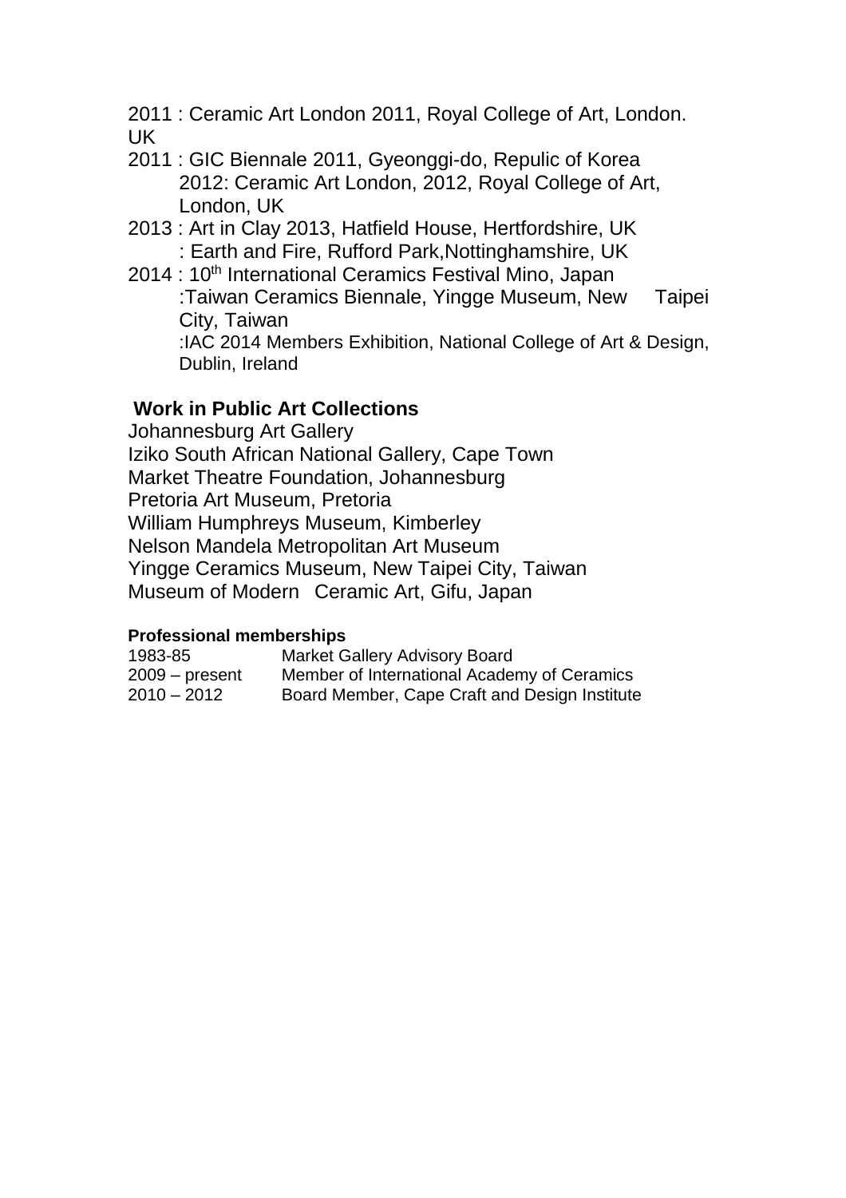2011 : Ceramic Art London 2011, Royal College of Art, London. UK

2011 : GIC Biennale 2011, Gyeonggi-do, Repulic of Korea
2012: Ceramic Art London, 2012, Royal College of Art, London, UK

2013 : Art in Clay 2013, Hatfield House, Hertfordshire, UK
: Earth and Fire, Rufford Park,Nottinghamshire, UK

2014 : 10th International Ceramics Festival Mino, Japan
:Taiwan Ceramics Biennale, Yingge Museum, New Taipei City, Taiwan
:IAC 2014 Members Exhibition, National College of Art & Design, Dublin, Ireland

## Work in Public Art Collections

Johannesburg Art Gallery
Iziko South African National Gallery, Cape Town
Market Theatre Foundation, Johannesburg
Pretoria Art Museum, Pretoria
William Humphreys Museum, Kimberley
Nelson Mandela Metropolitan Art Museum
Yingge Ceramics Museum, New Taipei City, Taiwan
Museum of Modern Ceramic Art, Gifu, Japan

### Professional memberships

| | |
|---|---|
| 1983-85 | Market Gallery Advisory Board |
| 2009 – present | Member of International Academy of Ceramics |
| 2010 – 2012 | Board Member, Cape Craft and Design Institute |